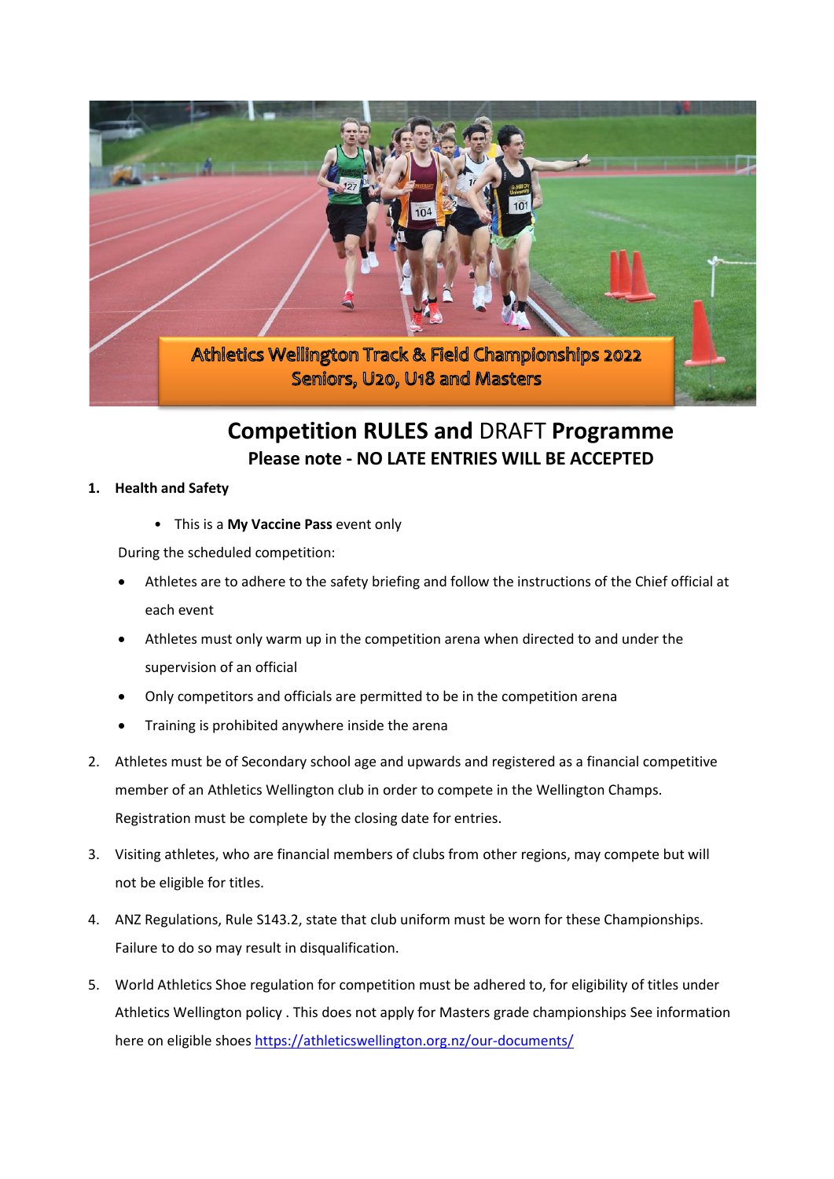Athletics Wellington Track & Field Championships 2022
Seniors, U20, U18 and Masters

# **Competition RULES and** DRAFT **Programme**

## Please note - NO LATE ENTRIES WILL BE ACCEPTED

1. **Health and Safety**

    - This is a **My Vaccine Pass** event only

    During the scheduled competition:

    - Athletes are to adhere to the safety briefing and follow the instructions of the Chief official at each event
    - Athletes must only warm up in the competition arena when directed to and under the supervision of an official
    - Only competitors and officials are permitted to be in the competition arena
    - Training is prohibited anywhere inside the arena

2. Athletes must be of Secondary school age and upwards and registered as a financial competitive member of an Athletics Wellington club in order to compete in the Wellington Champs. Registration must be complete by the closing date for entries.

3. Visiting athletes, who are financial members of clubs from other regions, may compete but will not be eligible for titles.

4. ANZ Regulations, Rule S143.2, state that club uniform must be worn for these Championships. Failure to do so may result in disqualification.

5. World Athletics Shoe regulation for competition must be adhered to, for eligibility of titles under Athletics Wellington policy . This does not apply for Masters grade championships See information here on eligible shoes https://athleticswellington.org.nz/our-documents/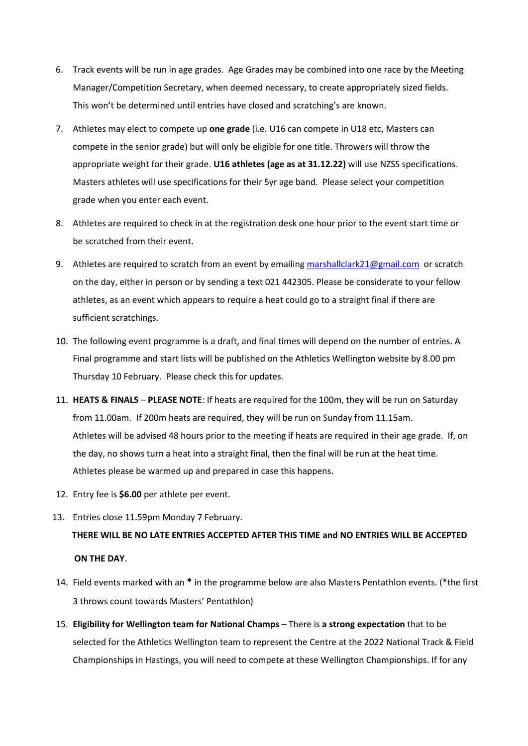6. Track events will be run in age grades. Age Grades may be combined into one race by the Meeting Manager/Competition Secretary, when deemed necessary, to create appropriately sized fields. This won't be determined until entries have closed and scratching's are known.

7. Athletes may elect to compete up **one grade** (i.e. U16 can compete in U18 etc, Masters can compete in the senior grade) but will only be eligible for one title. Throwers will throw the appropriate weight for their grade. **U16 athletes (age as at 31.12.22)** will use NZSS specifications. Masters athletes will use specifications for their 5yr age band. Please select your competition grade when you enter each event.

8. Athletes are required to check in at the registration desk one hour prior to the event start time or be scratched from their event.

9. Athletes are required to scratch from an event by emailing [marshallclark21@gmail.com](mailto:marshallclark21@gmail.com) or scratch on the day, either in person or by sending a text 021 442305. Please be considerate to your fellow athletes, as an event which appears to require a heat could go to a straight final if there are sufficient scratchings.

10. The following event programme is a draft, and final times will depend on the number of entries. A Final programme and start lists will be published on the Athletics Wellington website by 8.00 pm Thursday 10 February. Please check this for updates.

11. **HEATS & FINALS** – **PLEASE NOTE**: If heats are required for the 100m, they will be run on Saturday from 11.00am. If 200m heats are required, they will be run on Sunday from 11.15am. Athletes will be advised 48 hours prior to the meeting if heats are required in their age grade. If, on the day, no shows turn a heat into a straight final, then the final will be run at the heat time. Athletes please be warmed up and prepared in case this happens.

12. Entry fee is **$6.00** per athlete per event.

13. Entries close 11.59pm Monday 7 February.

    **THERE WILL BE NO LATE ENTRIES ACCEPTED AFTER THIS TIME and NO ENTRIES WILL BE ACCEPTED ON THE DAY**.

14. Field events marked with an **\*** in the programme below are also Masters Pentathlon events. (*the first 3 throws count towards Masters' Pentathlon)

15. **Eligibility for Wellington team for National Champs** – There is **a strong expectation** that to be selected for the Athletics Wellington team to represent the Centre at the 2022 National Track & Field Championships in Hastings, you will need to compete at these Wellington Championships. If for any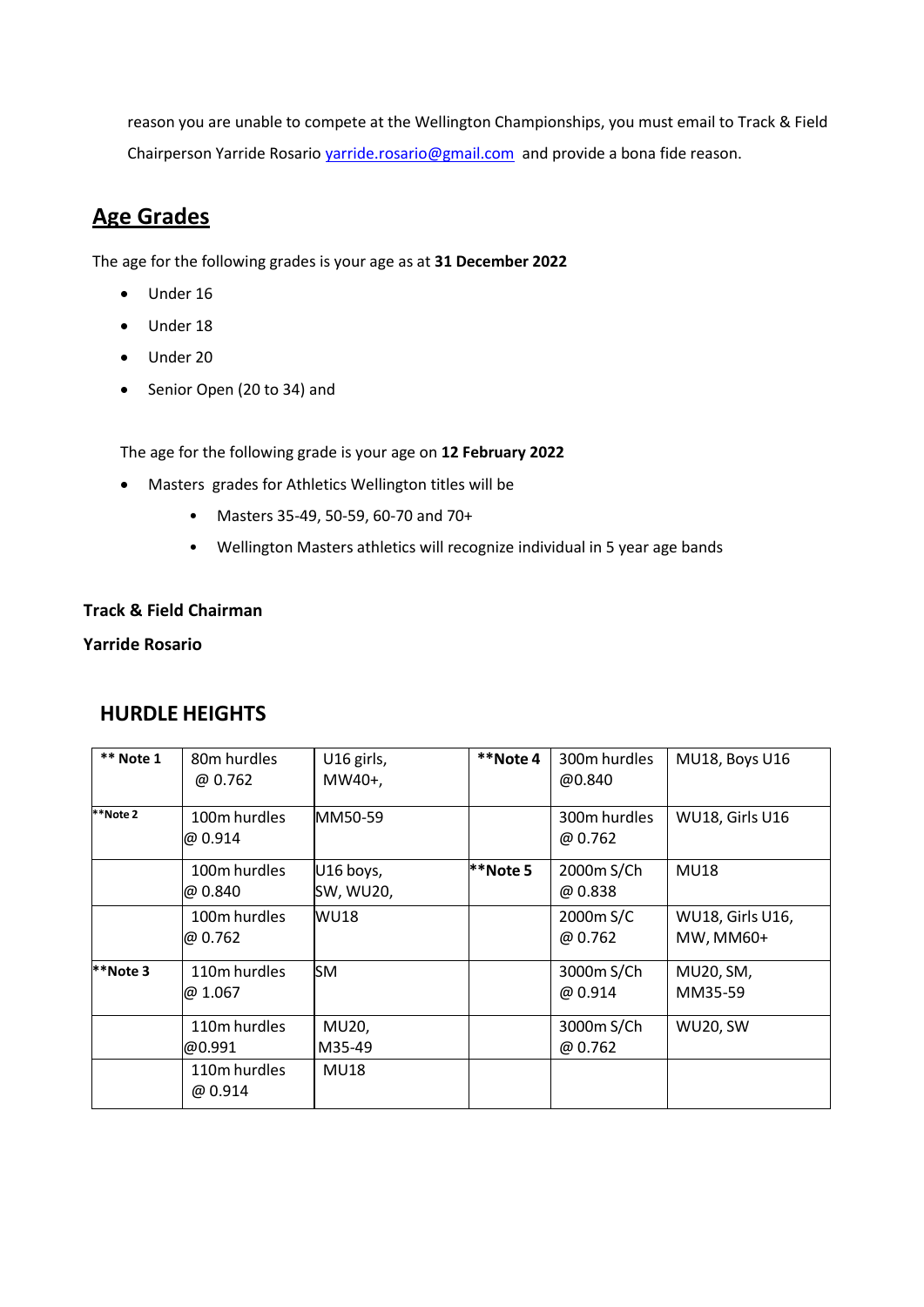reason you are unable to compete at the Wellington Championships, you must email to Track & Field Chairperson Yarride Rosario [yarride.rosario@gmail.com](mailto:yarride.rosario@gmail.com) and provide a bona fide reason.

## Age Grades

The age for the following grades is your age as at **31 December 2022**

- Under 16
- Under 18
- Under 20
- Senior Open (20 to 34) and

The age for the following grade is your age on **12 February 2022**

- Masters grades for Athletics Wellington titles will be
  - Masters 35-49, 50-59, 60-70 and 70+
  - Wellington Masters athletics will recognize individual in 5 year age bands

**Track & Field Chairman**

**Yarride Rosario**

## HURDLE HEIGHTS

| | | | | | |
|---|---|---|---|---|---|
| **\*\* Note 1** | 80m hurdles @ 0.762 | U16 girls, MW40+, | **\*\*Note 4** | 300m hurdles @0.840 | MU18, Boys U16 |
| **\*\*Note 2** | 100m hurdles @ 0.914 | MM50-59 | | 300m hurdles @ 0.762 | WU18, Girls U16 |
| | 100m hurdles @ 0.840 | U16 boys, SW, WU20, | **\*\*Note 5** | 2000m S/Ch @ 0.838 | MU18 |
| | 100m hurdles @ 0.762 | WU18 | | 2000m S/C @ 0.762 | WU18, Girls U16, MW, MM60+ |
| **\*\*Note 3** | 110m hurdles @ 1.067 | SM | | 3000m S/Ch @ 0.914 | MU20, SM, MM35-59 |
| | 110m hurdles @0.991 | MU20, M35-49 | | 3000m S/Ch @ 0.762 | WU20, SW |
| | 110m hurdles @ 0.914 | MU18 | | | |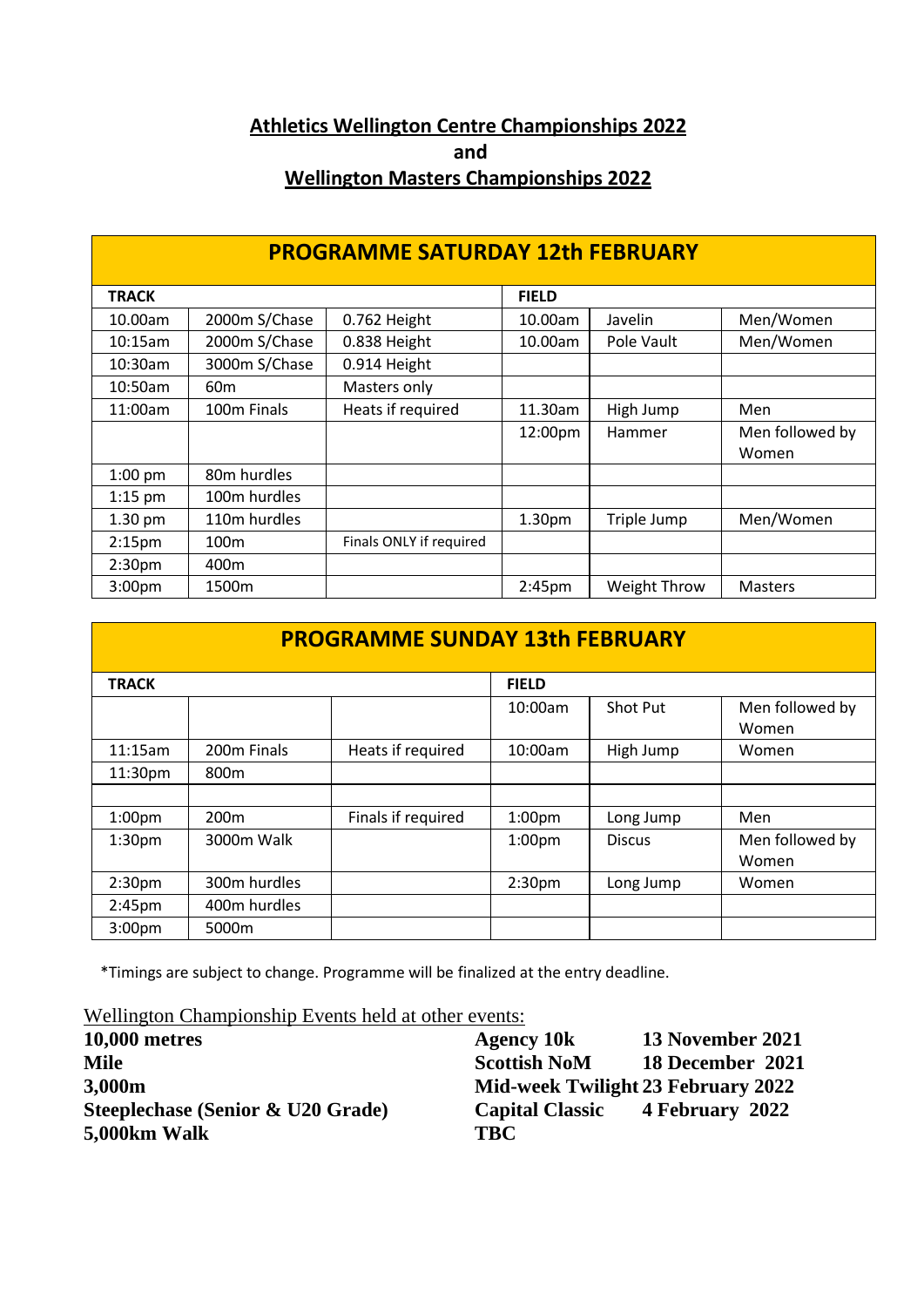## Athletics Wellington Centre Championships 2022
## and
## Wellington Masters Championships 2022

| PROGRAMME SATURDAY 12th FEBRUARY | | | | | |
|---|---|---|---|---|---|
| **TRACK** | | | **FIELD** | | |
| 10.00am | 2000m S/Chase | 0.762 Height | 10.00am | Javelin | Men/Women |
| 10:15am | 2000m S/Chase | 0.838 Height | 10.00am | Pole Vault | Men/Women |
| 10:30am | 3000m S/Chase | 0.914 Height | | | |
| 10:50am | 60m | Masters only | | | |
| 11:00am | 100m Finals | Heats if required | 11.30am | High Jump | Men |
| | | | 12:00pm | Hammer | Men followed by Women |
| 1:00 pm | 80m hurdles | | | | |
| 1:15 pm | 100m hurdles | | | | |
| 1.30 pm | 110m hurdles | | 1.30pm | Triple Jump | Men/Women |
| 2:15pm | 100m | Finals ONLY if required | | | |
| 2:30pm | 400m | | | | |
| 3:00pm | 1500m | | 2:45pm | Weight Throw | Masters |

| PROGRAMME SUNDAY 13th FEBRUARY | | | | | |
|---|---|---|---|---|---|
| **TRACK** | | | **FIELD** | | |
| | | | 10:00am | Shot Put | Men followed by Women |
| 11:15am | 200m Finals | Heats if required | 10:00am | High Jump | Women |
| 11:30pm | 800m | | | | |
| | | | | | |
| 1:00pm | 200m | Finals if required | 1:00pm | Long Jump | Men |
| 1:30pm | 3000m Walk | | 1:00pm | Discus | Men followed by Women |
| 2:30pm | 300m hurdles | | 2:30pm | Long Jump | Women |
| 2:45pm | 400m hurdles | | | | |
| 3:00pm | 5000m | | | | |

*Timings are subject to change. Programme will be finalized at the entry deadline.

Wellington Championship Events held at other events:

| | | |
|---|---|---|
| **10,000 metres** | **Agency 10k** | **13 November 2021** |
| **Mile** | **Scottish NoM** | **18 December 2021** |
| **3,000m** | **Mid-week Twilight** | **23 February 2022** |
| **Steeplechase (Senior & U20 Grade)** | **Capital Classic** | **4 February 2022** |
| **5,000km Walk** | **TBC** | |